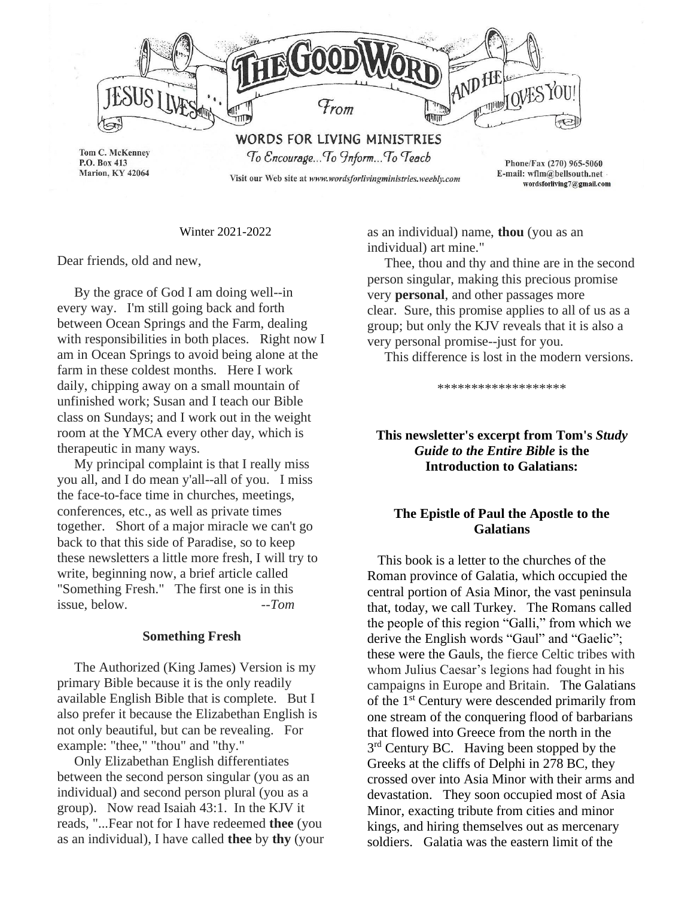# THE GOOD WORD

JESUS LIVES... AND HE LOVES YOU!

From

## WORDS FOR LIVING MINISTRIES

*To Encourage...To Inform...To Teach*

Tom C. McKenney
P.O. Box 413
Marion, KY 42064

Visit our Web site at *www.wordsforlivingministries.weebly.com*

Phone/Fax (270) 965-5060
E-mail: wflm@bellsouth.net
wordsforliving7@gmail.com

Winter 2021-2022

Dear friends, old and new,

By the grace of God I am doing well--in every way. I'm still going back and forth between Ocean Springs and the Farm, dealing with responsibilities in both places. Right now I am in Ocean Springs to avoid being alone at the farm in these coldest months. Here I work daily, chipping away on a small mountain of unfinished work; Susan and I teach our Bible class on Sundays; and I work out in the weight room at the YMCA every other day, which is therapeutic in many ways.

My principal complaint is that I really miss you all, and I do mean y'all--all of you. I miss the face-to-face time in churches, meetings, conferences, etc., as well as private times together. Short of a major miracle we can't go back to that this side of Paradise, so to keep these newsletters a little more fresh, I will try to write, beginning now, a brief article called "Something Fresh." The first one is in this issue, below. *--Tom*

### Something Fresh

The Authorized (King James) Version is my primary Bible because it is the only readily available English Bible that is complete. But I also prefer it because the Elizabethan English is not only beautiful, but can be revealing. For example: "thee," "thou" and "thy."

Only Elizabethan English differentiates between the second person singular (you as an individual) and second person plural (you as a group). Now read Isaiah 43:1. In the KJV it reads, "...Fear not for I have redeemed **thee** (you as an individual), I have called **thee** by **thy** (your as an individual) name, **thou** (you as an individual) art mine."

Thee, thou and thy and thine are in the second person singular, making this precious promise very **personal**, and other passages more clear. Sure, this promise applies to all of us as a group; but only the KJV reveals that it is also a very personal promise--just for you.

This difference is lost in the modern versions.

*******************

**This newsletter's excerpt from Tom's *Study Guide to the Entire Bible* is the Introduction to Galatians:**

### The Epistle of Paul the Apostle to the Galatians

This book is a letter to the churches of the Roman province of Galatia, which occupied the central portion of Asia Minor, the vast peninsula that, today, we call Turkey. The Romans called the people of this region "Galli," from which we derive the English words "Gaul" and "Gaelic"; these were the Gauls, the fierce Celtic tribes with whom Julius Caesar's legions had fought in his campaigns in Europe and Britain. The Galatians of the 1st Century were descended primarily from one stream of the conquering flood of barbarians that flowed into Greece from the north in the 3rd Century BC. Having been stopped by the Greeks at the cliffs of Delphi in 278 BC, they crossed over into Asia Minor with their arms and devastation. They soon occupied most of Asia Minor, exacting tribute from cities and minor kings, and hiring themselves out as mercenary soldiers. Galatia was the eastern limit of the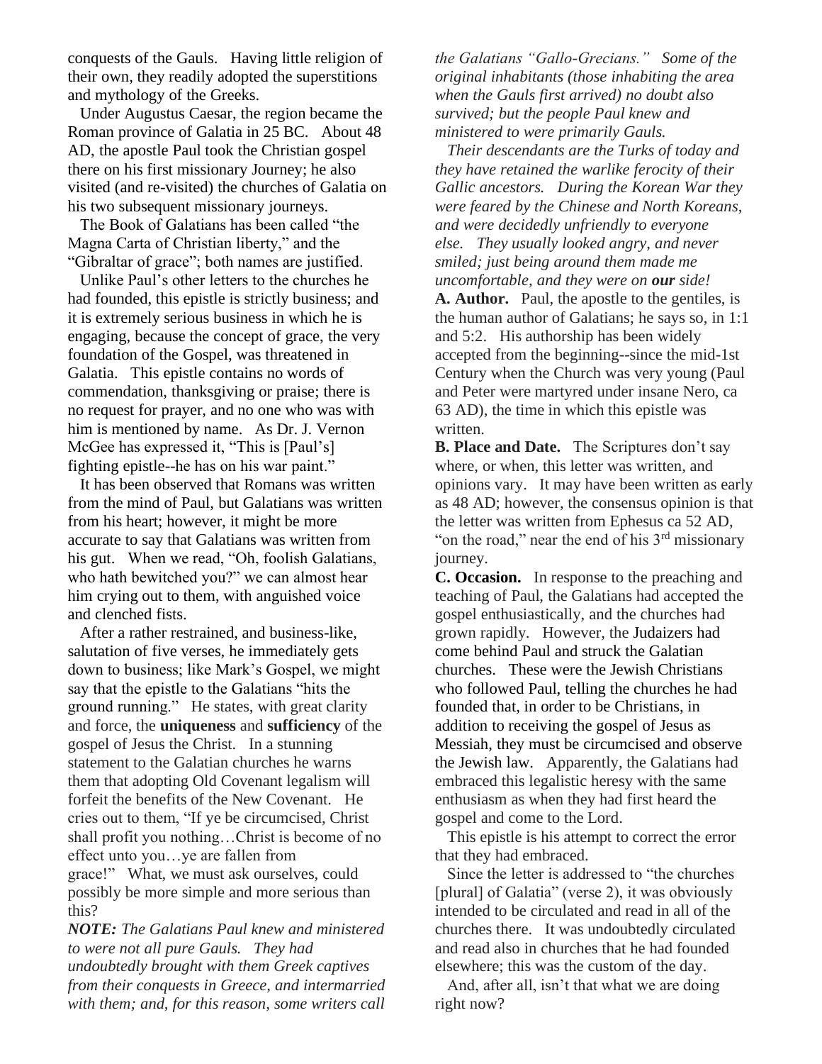conquests of the Gauls. Having little religion of their own, they readily adopted the superstitions and mythology of the Greeks.

Under Augustus Caesar, the region became the Roman province of Galatia in 25 BC. About 48 AD, the apostle Paul took the Christian gospel there on his first missionary Journey; he also visited (and re-visited) the churches of Galatia on his two subsequent missionary journeys.

The Book of Galatians has been called "the Magna Carta of Christian liberty," and the "Gibraltar of grace"; both names are justified.

Unlike Paul's other letters to the churches he had founded, this epistle is strictly business; and it is extremely serious business in which he is engaging, because the concept of grace, the very foundation of the Gospel, was threatened in Galatia. This epistle contains no words of commendation, thanksgiving or praise; there is no request for prayer, and no one who was with him is mentioned by name. As Dr. J. Vernon McGee has expressed it, "This is [Paul's] fighting epistle--he has on his war paint."

It has been observed that Romans was written from the mind of Paul, but Galatians was written from his heart; however, it might be more accurate to say that Galatians was written from his gut. When we read, "Oh, foolish Galatians, who hath bewitched you?" we can almost hear him crying out to them, with anguished voice and clenched fists.

After a rather restrained, and business-like, salutation of five verses, he immediately gets down to business; like Mark's Gospel, we might say that the epistle to the Galatians "hits the ground running." He states, with great clarity and force, the **uniqueness** and **sufficiency** of the gospel of Jesus the Christ. In a stunning statement to the Galatian churches he warns them that adopting Old Covenant legalism will forfeit the benefits of the New Covenant. He cries out to them, "If ye be circumcised, Christ shall profit you nothing…Christ is become of no effect unto you…ye are fallen from grace!" What, we must ask ourselves, could possibly be more simple and more serious than this?

***NOTE:*** *The Galatians Paul knew and ministered to were not all pure Gauls. They had undoubtedly brought with them Greek captives from their conquests in Greece, and intermarried with them; and, for this reason, some writers call the Galatians "Gallo-Grecians." Some of the original inhabitants (those inhabiting the area when the Gauls first arrived) no doubt also survived; but the people Paul knew and ministered to were primarily Gauls.*

*Their descendants are the Turks of today and they have retained the warlike ferocity of their Gallic ancestors. During the Korean War they were feared by the Chinese and North Koreans, and were decidedly unfriendly to everyone else. They usually looked angry, and never smiled; just being around them made me uncomfortable, and they were on* ***our*** *side!*

**A. Author.** Paul, the apostle to the gentiles, is the human author of Galatians; he says so, in 1:1 and 5:2. His authorship has been widely accepted from the beginning--since the mid-1st Century when the Church was very young (Paul and Peter were martyred under insane Nero, ca 63 AD), the time in which this epistle was written.

**B. Place and Date.** The Scriptures don't say where, or when, this letter was written, and opinions vary. It may have been written as early as 48 AD; however, the consensus opinion is that the letter was written from Ephesus ca 52 AD, "on the road," near the end of his 3rd missionary journey.

**C. Occasion.** In response to the preaching and teaching of Paul, the Galatians had accepted the gospel enthusiastically, and the churches had grown rapidly. However, the Judaizers had come behind Paul and struck the Galatian churches. These were the Jewish Christians who followed Paul, telling the churches he had founded that, in order to be Christians, in addition to receiving the gospel of Jesus as Messiah, they must be circumcised and observe the Jewish law. Apparently, the Galatians had embraced this legalistic heresy with the same enthusiasm as when they had first heard the gospel and come to the Lord.

This epistle is his attempt to correct the error that they had embraced.

Since the letter is addressed to "the churches [plural] of Galatia" (verse 2), it was obviously intended to be circulated and read in all of the churches there. It was undoubtedly circulated and read also in churches that he had founded elsewhere; this was the custom of the day.

And, after all, isn't that what we are doing right now?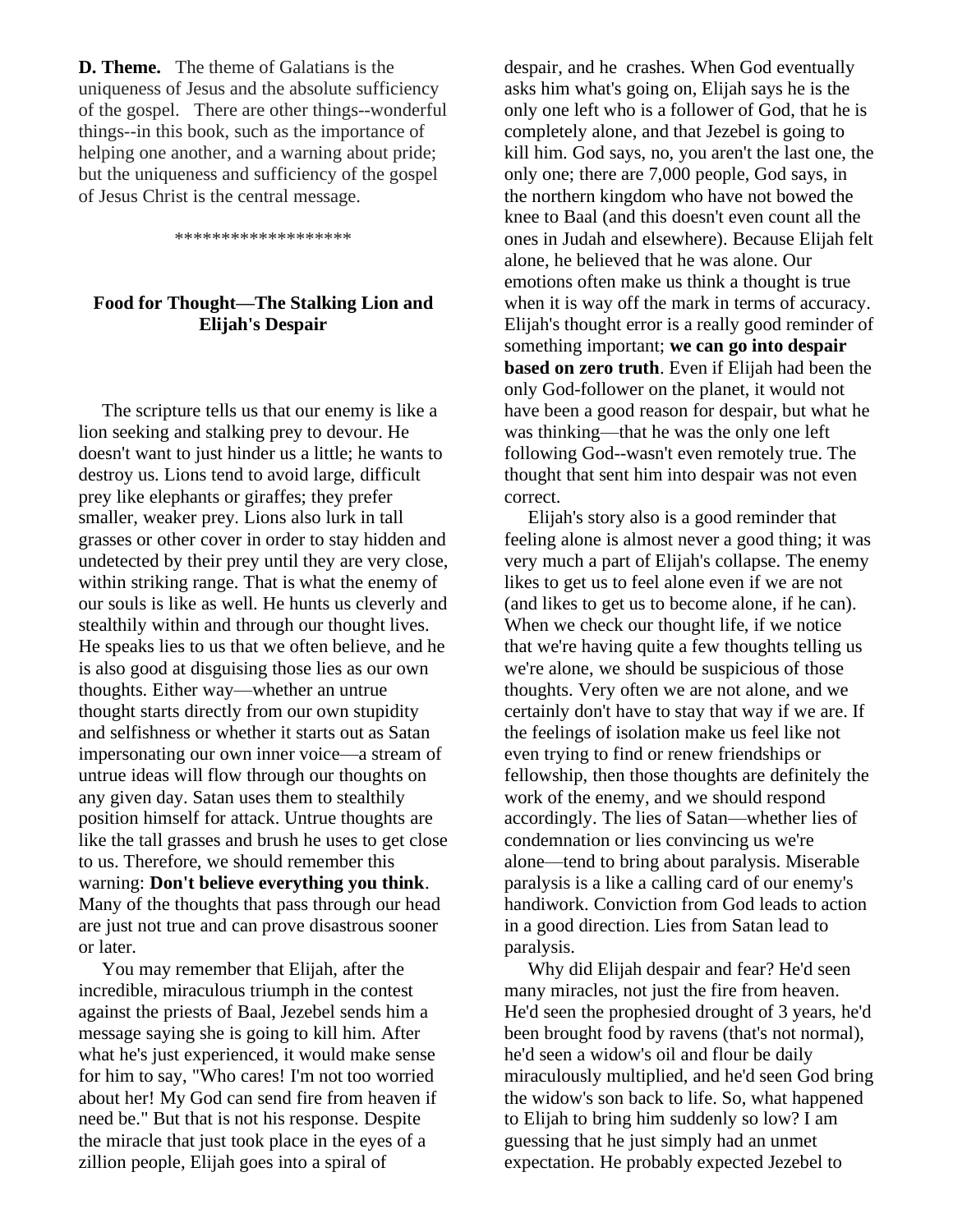**D. Theme.** The theme of Galatians is the uniqueness of Jesus and the absolute sufficiency of the gospel. There are other things--wonderful things--in this book, such as the importance of helping one another, and a warning about pride; but the uniqueness and sufficiency of the gospel of Jesus Christ is the central message.

*******************

## Food for Thought—The Stalking Lion and Elijah's Despair

The scripture tells us that our enemy is like a lion seeking and stalking prey to devour. He doesn't want to just hinder us a little; he wants to destroy us. Lions tend to avoid large, difficult prey like elephants or giraffes; they prefer smaller, weaker prey. Lions also lurk in tall grasses or other cover in order to stay hidden and undetected by their prey until they are very close, within striking range. That is what the enemy of our souls is like as well. He hunts us cleverly and stealthily within and through our thought lives. He speaks lies to us that we often believe, and he is also good at disguising those lies as our own thoughts. Either way—whether an untrue thought starts directly from our own stupidity and selfishness or whether it starts out as Satan impersonating our own inner voice—a stream of untrue ideas will flow through our thoughts on any given day. Satan uses them to stealthily position himself for attack. Untrue thoughts are like the tall grasses and brush he uses to get close to us. Therefore, we should remember this warning: **Don't believe everything you think**. Many of the thoughts that pass through our head are just not true and can prove disastrous sooner or later.

You may remember that Elijah, after the incredible, miraculous triumph in the contest against the priests of Baal, Jezebel sends him a message saying she is going to kill him. After what he's just experienced, it would make sense for him to say, "Who cares! I'm not too worried about her! My God can send fire from heaven if need be." But that is not his response. Despite the miracle that just took place in the eyes of a zillion people, Elijah goes into a spiral of despair, and he crashes. When God eventually asks him what's going on, Elijah says he is the only one left who is a follower of God, that he is completely alone, and that Jezebel is going to kill him. God says, no, you aren't the last one, the only one; there are 7,000 people, God says, in the northern kingdom who have not bowed the knee to Baal (and this doesn't even count all the ones in Judah and elsewhere). Because Elijah felt alone, he believed that he was alone. Our emotions often make us think a thought is true when it is way off the mark in terms of accuracy. Elijah's thought error is a really good reminder of something important; **we can go into despair based on zero truth**. Even if Elijah had been the only God-follower on the planet, it would not have been a good reason for despair, but what he was thinking—that he was the only one left following God--wasn't even remotely true. The thought that sent him into despair was not even correct.

Elijah's story also is a good reminder that feeling alone is almost never a good thing; it was very much a part of Elijah's collapse. The enemy likes to get us to feel alone even if we are not (and likes to get us to become alone, if he can). When we check our thought life, if we notice that we're having quite a few thoughts telling us we're alone, we should be suspicious of those thoughts. Very often we are not alone, and we certainly don't have to stay that way if we are. If the feelings of isolation make us feel like not even trying to find or renew friendships or fellowship, then those thoughts are definitely the work of the enemy, and we should respond accordingly. The lies of Satan—whether lies of condemnation or lies convincing us we're alone—tend to bring about paralysis. Miserable paralysis is a like a calling card of our enemy's handiwork. Conviction from God leads to action in a good direction. Lies from Satan lead to paralysis.

Why did Elijah despair and fear? He'd seen many miracles, not just the fire from heaven. He'd seen the prophesied drought of 3 years, he'd been brought food by ravens (that's not normal), he'd seen a widow's oil and flour be daily miraculously multiplied, and he'd seen God bring the widow's son back to life. So, what happened to Elijah to bring him suddenly so low? I am guessing that he just simply had an unmet expectation. He probably expected Jezebel to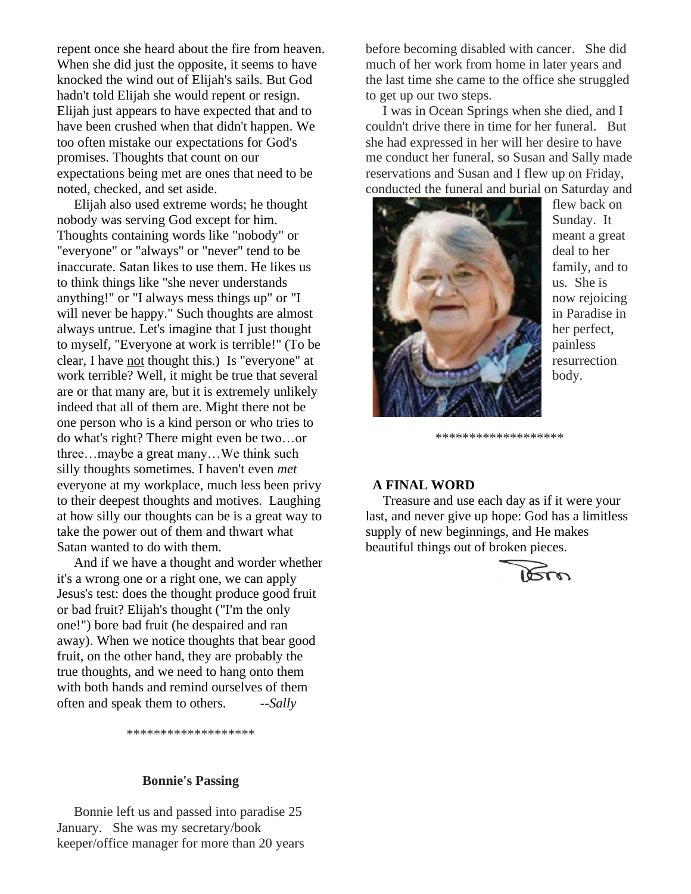repent once she heard about the fire from heaven. When she did just the opposite, it seems to have knocked the wind out of Elijah's sails. But God hadn't told Elijah she would repent or resign. Elijah just appears to have expected that and to have been crushed when that didn't happen. We too often mistake our expectations for God's promises. Thoughts that count on our expectations being met are ones that need to be noted, checked, and set aside.

Elijah also used extreme words; he thought nobody was serving God except for him. Thoughts containing words like "nobody" or "everyone" or "always" or "never" tend to be inaccurate. Satan likes to use them. He likes us to think things like "she never understands anything!" or "I always mess things up" or "I will never be happy." Such thoughts are almost always untrue. Let's imagine that I just thought to myself, "Everyone at work is terrible!" (To be clear, I have not thought this.) Is "everyone" at work terrible? Well, it might be true that several are or that many are, but it is extremely unlikely indeed that all of them are. Might there not be one person who is a kind person or who tries to do what's right? There might even be two…or three…maybe a great many…We think such silly thoughts sometimes. I haven't even *met* everyone at my workplace, much less been privy to their deepest thoughts and motives. Laughing at how silly our thoughts can be is a great way to take the power out of them and thwart what Satan wanted to do with them.

And if we have a thought and worder whether it's a wrong one or a right one, we can apply Jesus's test: does the thought produce good fruit or bad fruit? Elijah's thought ("I'm the only one!") bore bad fruit (he despaired and ran away). When we notice thoughts that bear good fruit, on the other hand, they are probably the true thoughts, and we need to hang onto them with both hands and remind ourselves of them often and speak them to others. *--Sally*

*******************

### Bonnie's Passing

Bonnie left us and passed into paradise 25 January. She was my secretary/book keeper/office manager for more than 20 years before becoming disabled with cancer. She did much of her work from home in later years and the last time she came to the office she struggled to get up our two steps.

I was in Ocean Springs when she died, and I couldn't drive there in time for her funeral. But she had expressed in her will her desire to have me conduct her funeral, so Susan and Sally made reservations and Susan and I flew up on Friday, conducted the funeral and burial on Saturday and flew back on Sunday. It meant a great deal to her family, and to us. She is now rejoicing in Paradise in her perfect, painless resurrection body.

*******************

### A FINAL WORD

Treasure and use each day as if it were your last, and never give up hope: God has a limitless supply of new beginnings, and He makes beautiful things out of broken pieces.

Don